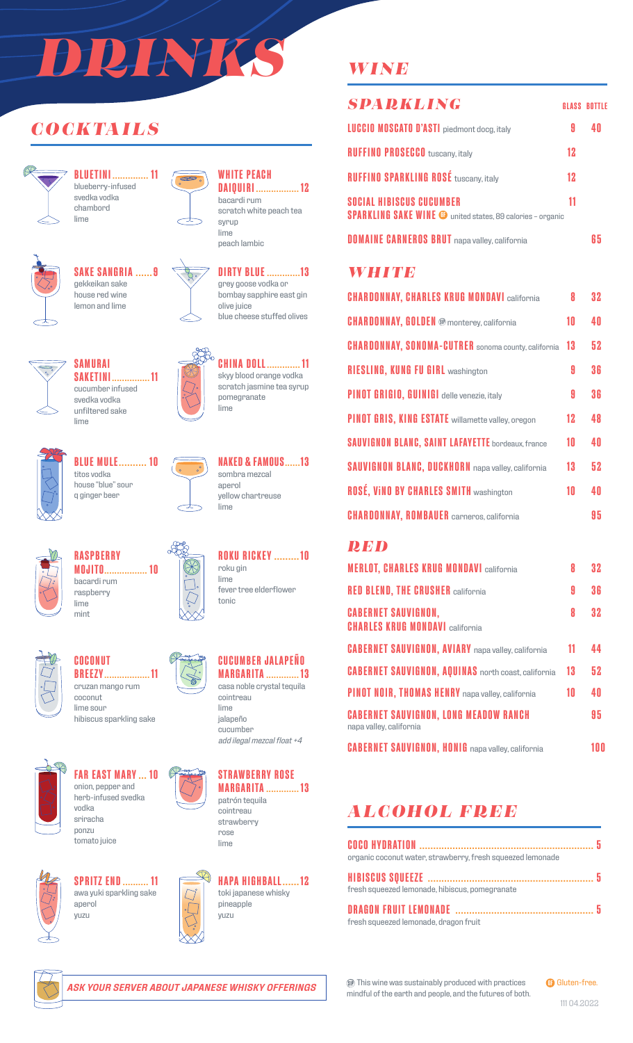# DRINKS

## COCKTAILS

**BLUETINI** .............. 11
blueberry-infused
svedka vodka
chambord
lime

**WHITE PEACH DAIQUIRI** ................. 12
bacardi rum
scratch white peach tea syrup
lime
peach lambic

**SAKE SANGRIA** ...... 9
gekkeikan sake
house red wine
lemon and lime

**DIRTY BLUE** ............. 13
grey goose vodka or
bombay sapphire east gin
olive juice
blue cheese stuffed olives

**SAMURAI SAKETINI** ............... 11
cucumber infused
svedka vodka
unfiltered sake
lime

**CHINA DOLL** ............. 11
skyy blood orange vodka
scratch jasmine tea syrup
pomegranate
lime

**BLUE MULE** .......... 10
titos vodka
house "blue" sour
q ginger beer

**NAKED & FAMOUS** ...... 13
sombra mezcal
aperol
yellow chartreuse
lime

**RASPBERRY MOJITO** ................. 10
bacardi rum
raspberry
lime
mint

**ROKU RICKEY** ......... 10
roku gin
lime
fever tree elderflower
tonic

**COCONUT BREEZY** .................. 11
cruzan mango rum
coconut
lime sour
hibiscus sparkling sake

**CUCUMBER JALAPEÑO MARGARITA** ............. 13
casa noble crystal tequila
cointreau
lime
jalapeño
cucumber
*add ilegal mezcal float +4*

**FAR EAST MARY** ... 10
onion, pepper and herb-infused svedka vodka
sriracha
ponzu
tomato juice

**STRAWBERRY ROSE MARGARITA** ............. 13
patrón tequila
cointreau
strawberry
rose
lime

**SPRITZ END** .......... 11
awa yuki sparkling sake
aperol
yuzu

**HAPA HIGHBALL** ...... 12
toki japanese whisky
pineapple
yuzu

***ASK YOUR SERVER ABOUT JAPANESE WHISKY OFFERINGS***

## WINE

### SPARKLING

| | GLASS | BOTTLE |
|---|---|---|
| **LUCCIO MOSCATO D'ASTI** piedmont docg, italy | 9 | 40 |
| **RUFFINO PROSECCO** tuscany, italy | 12 | |
| **RUFFINO SPARKLING ROSÉ** tuscany, italy | 12 | |
| **SOCIAL HIBISCUS CUCUMBER SPARKLING SAKE WINE** (GF) united states, 89 calories – organic | 11 | |
| **DOMAINE CARNEROS BRUT** napa valley, california | | 65 |

### WHITE

| | GLASS | BOTTLE |
|---|---|---|
| **CHARDONNAY, CHARLES KRUG MONDAVI** california | 8 | 32 |
| **CHARDONNAY, GOLDEN** (SP) monterey, california | 10 | 40 |
| **CHARDONNAY, SONOMA-CUTRER** sonoma county, california | 13 | 52 |
| **RIESLING, KUNG FU GIRL** washington | 9 | 36 |
| **PINOT GRIGIO, GUINIGI** delle venezie, italy | 9 | 36 |
| **PINOT GRIS, KING ESTATE** willamette valley, oregon | 12 | 48 |
| **SAUVIGNON BLANC, SAINT LAFAYETTE** bordeaux, france | 10 | 40 |
| **SAUVIGNON BLANC, DUCKHORN** napa valley, california | 13 | 52 |
| **ROSÉ, ViNO BY CHARLES SMITH** washington | 10 | 40 |
| **CHARDONNAY, ROMBAUER** carneros, california | | 95 |

### RED

| | GLASS | BOTTLE |
|---|---|---|
| **MERLOT, CHARLES KRUG MONDAVI** california | 8 | 32 |
| **RED BLEND, THE CRUSHER** california | 9 | 36 |
| **CABERNET SAUVIGNON, CHARLES KRUG MONDAVI** california | 8 | 32 |
| **CABERNET SAUVIGNON, AVIARY** napa valley, california | 11 | 44 |
| **CABERNET SAUVIGNON, AQUINAS** north coast, california | 13 | 52 |
| **PINOT NOIR, THOMAS HENRY** napa valley, california | 10 | 40 |
| **CABERNET SAUVIGNON, LONG MEADOW RANCH** napa valley, california | | 95 |
| **CABERNET SAUVIGNON, HONIG** napa valley, california | | 100 |

## ALCOHOL FREE

**COCO HYDRATION** ................................................................ 5
organic coconut water, strawberry, fresh squeezed lemonade

**HIBISCUS SQUEEZE** ............................................................ 5
fresh squeezed lemonade, hibiscus, pomegranate

**DRAGON FRUIT LEMONADE** .................................................. 5
fresh squeezed lemonade, dragon fruit

(SP) This wine was sustainably produced with practices mindful of the earth and people, and the futures of both.

(GF) Gluten-free.

111 04.2022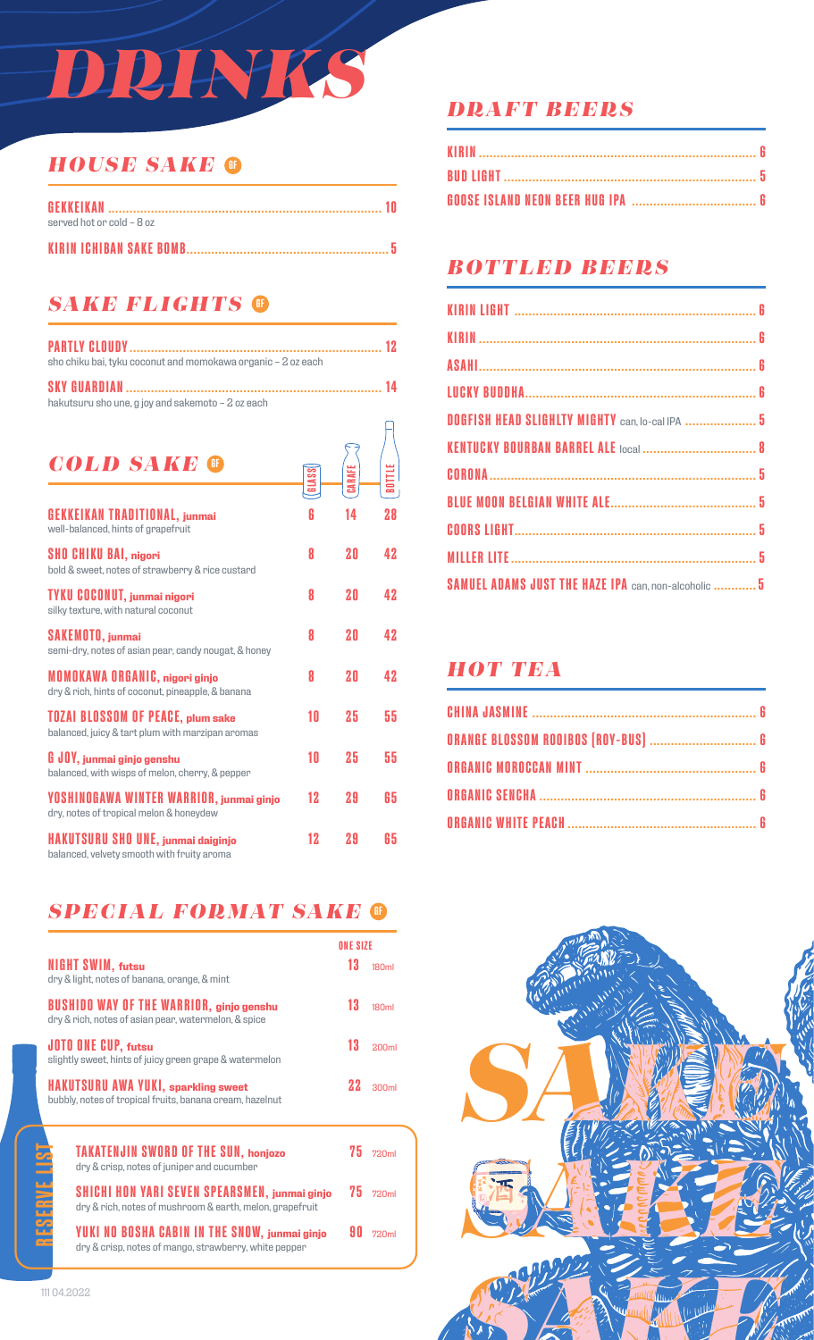# DRINKS

## HOUSE SAKE (GF)

**GEKKEIKAN** ........ 10
served hot or cold – 8 oz

**KIRIN ICHIBAN SAKE BOMB** ........ 5

## SAKE FLIGHTS (GF)

**PARTLY CLOUDY** ........ 12
sho chiku bai, tyku coconut and momokawa organic – 2 oz each

**SKY GUARDIAN** ........ 14
hakutsuru sho une, g joy and sakemoto – 2 oz each

## COLD SAKE (GF)

| | GLASS | CARAFE | BOTTLE |
|---|---|---|---|
| **GEKKEIKAN TRADITIONAL, junmai**<br>well-balanced, hints of grapefruit | 6 | 14 | 28 |
| **SHO CHIKU BAI, nigori**<br>bold & sweet, notes of strawberry & rice custard | 8 | 20 | 42 |
| **TYKU COCONUT, junmai nigori**<br>silky texture, with natural coconut | 8 | 20 | 42 |
| **SAKEMOTO, junmai**<br>semi-dry, notes of asian pear, candy nougat, & honey | 8 | 20 | 42 |
| **MOMOKAWA ORGANIC, nigori ginjo**<br>dry & rich, hints of coconut, pineapple, & banana | 8 | 20 | 42 |
| **TOZAI BLOSSOM OF PEACE, plum sake**<br>balanced, juicy & tart plum with marzipan aromas | 10 | 25 | 55 |
| **G JOY, junmai ginjo genshu**<br>balanced, with wisps of melon, cherry, & pepper | 10 | 25 | 55 |
| **YOSHINOGAWA WINTER WARRIOR, junmai ginjo**<br>dry, notes of tropical melon & honeydew | 12 | 29 | 65 |
| **HAKUTSURU SHO UNE, junmai daiginjo**<br>balanced, velvety smooth with fruity aroma | 12 | 29 | 65 |

## SPECIAL FORMAT SAKE (GF)

| | ONE SIZE | |
|---|---|---|
| **NIGHT SWIM, futsu**<br>dry & light, notes of banana, orange, & mint | 13 | 180ml |
| **BUSHIDO WAY OF THE WARRIOR, ginjo genshu**<br>dry & rich, notes of asian pear, watermelon, & spice | 13 | 180ml |
| **JOTO ONE CUP, futsu**<br>slightly sweet, hints of juicy green grape & watermelon | 13 | 200ml |
| **HAKUTSURU AWA YUKI, sparkling sweet**<br>bubbly, notes of tropical fruits, banana cream, hazelnut | 22 | 300ml |

### RESERVE LIST

| | | |
|---|---|---|
| **TAKATENJIN SWORD OF THE SUN, honjozo**<br>dry & crisp, notes of juniper and cucumber | 75 | 720ml |
| **SHICHI HON YARI SEVEN SPEARSMEN, junmai ginjo**<br>dry & rich, notes of mushroom & earth, melon, grapefruit | 75 | 720ml |
| **YUKI NO BOSHA CABIN IN THE SNOW, junmai ginjo**<br>dry & crisp, notes of mango, strawberry, white pepper | 90 | 720ml |

## DRAFT BEERS

**KIRIN** ........ 6
**BUD LIGHT** ........ 5
**GOOSE ISLAND NEON BEER HUG IPA** ........ 6

## BOTTLED BEERS

**KIRIN LIGHT** ........ 6
**KIRIN** ........ 6
**ASAHI** ........ 6
**LUCKY BUDDHA** ........ 6
**DOGFISH HEAD SLIGHLTY MIGHTY** can, lo-cal IPA ........ 5
**KENTUCKY BOURBAN BARREL ALE** local ........ 8
**CORONA** ........ 5
**BLUE MOON BELGIAN WHITE ALE** ........ 5
**COORS LIGHT** ........ 5
**MILLER LITE** ........ 5
**SAMUEL ADAMS JUST THE HAZE IPA** can, non-alcoholic ........ 5

## HOT TEA

**CHINA JASMINE** ........ 6
**ORANGE BLOSSOM ROOIBOS (ROY-BUS)** ........ 6
**ORGANIC MOROCCAN MINT** ........ 6
**ORGANIC SENCHA** ........ 6
**ORGANIC WHITE PEACH** ........ 6

SAKE SAKE SAKE

111 04.2022